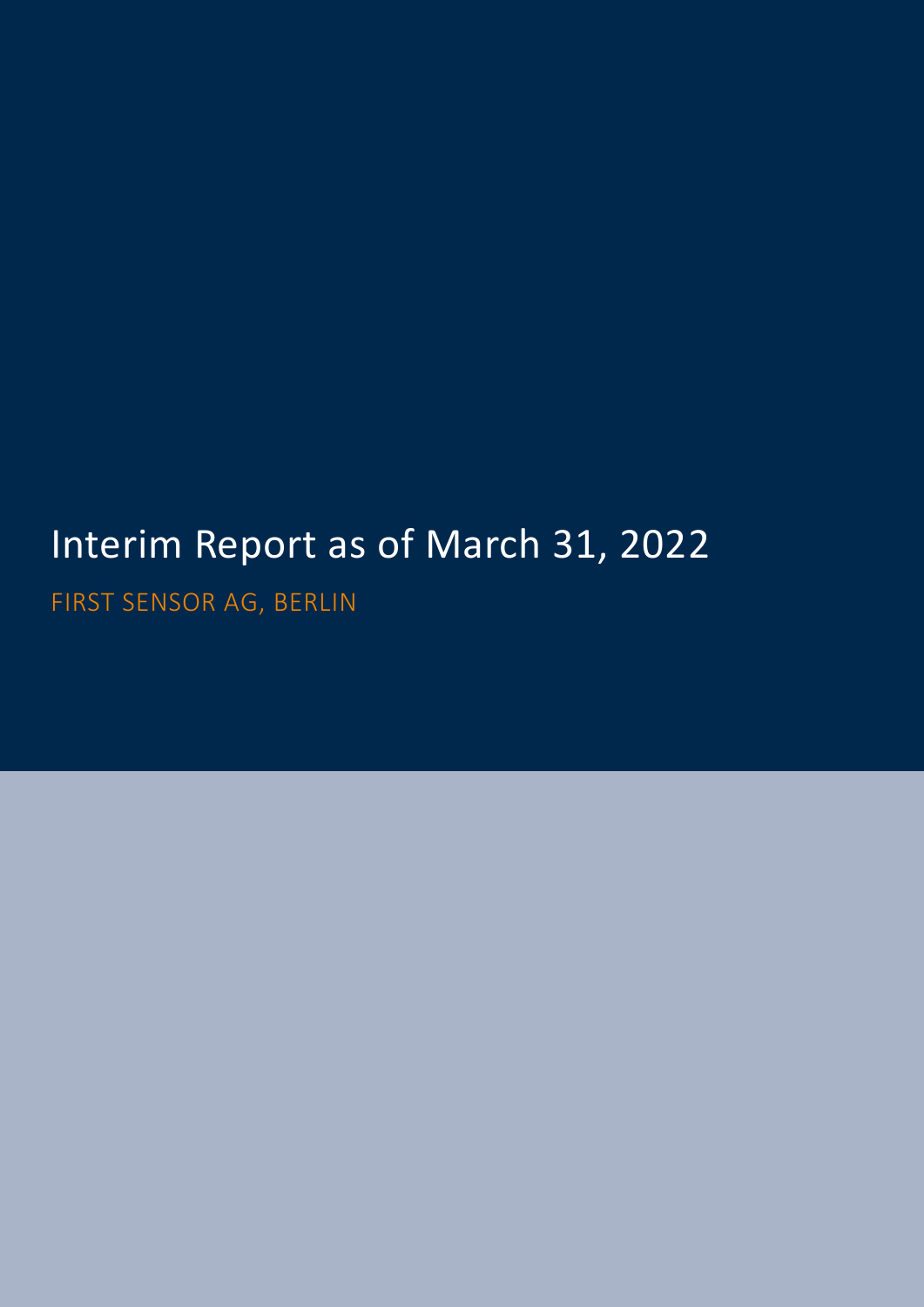# Interim Report as of March 31, 2022

FIRST SENSOR AG, BERLIN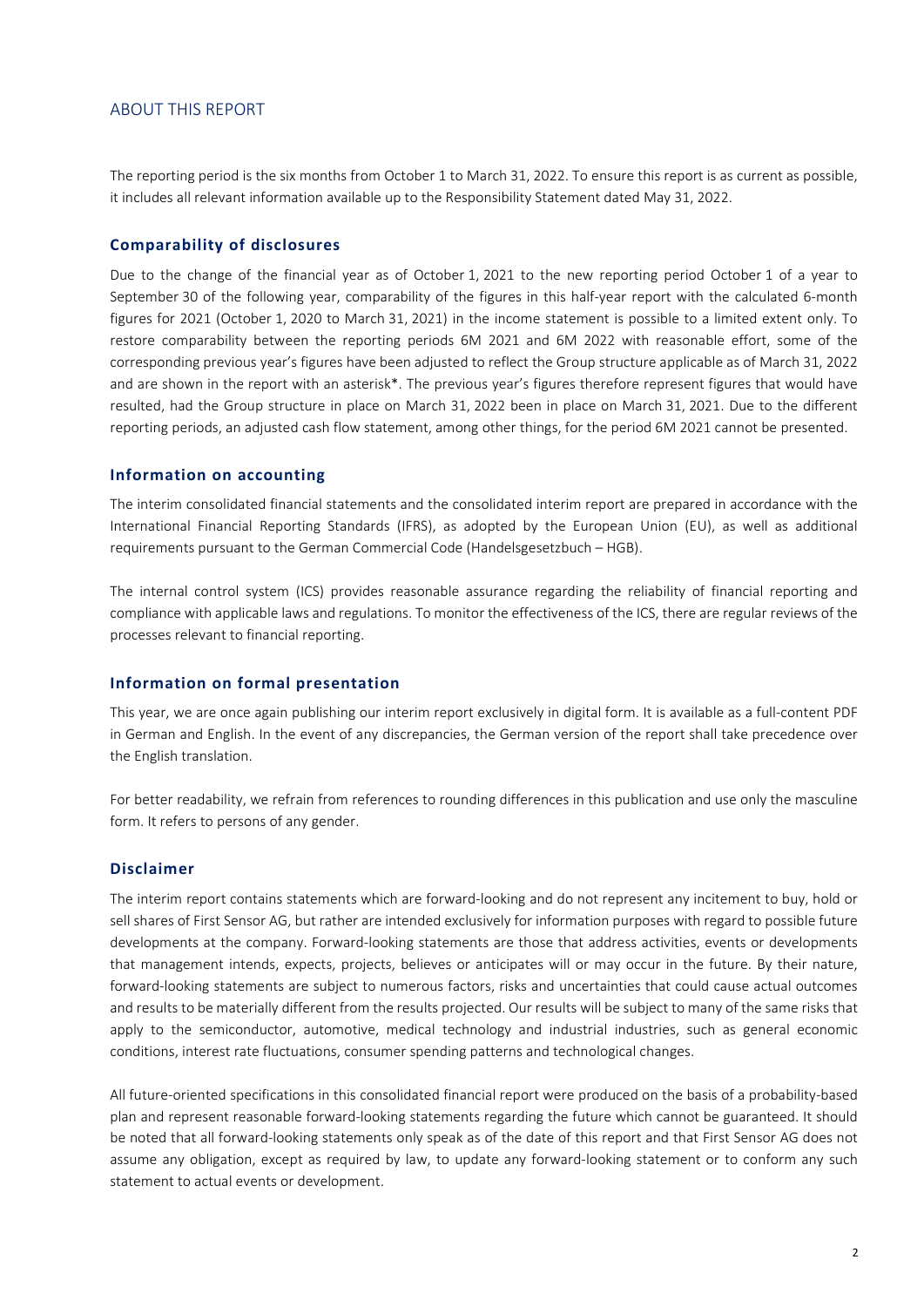# ABOUT THIS REPORT

The reporting period is the six months from October 1 to March 31, 2022. To ensure this report is as current as possible, it includes all relevant information available up to the Responsibility Statement dated May 31, 2022.

## Comparability of disclosures

Due to the change of the financial year as of October 1, 2021 to the new reporting period October 1 of a year to September 30 of the following year, comparability of the figures in this half-year report with the calculated 6-month figures for 2021 (October 1, 2020 to March 31, 2021) in the income statement is possible to a limited extent only. To restore comparability between the reporting periods 6M 2021 and 6M 2022 with reasonable effort, some of the corresponding previous year's figures have been adjusted to reflect the Group structure applicable as of March 31, 2022 and are shown in the report with an asterisk*. The previous year's figures therefore represent figures that would have resulted, had the Group structure in place on March 31, 2022 been in place on March 31, 2021. Due to the different reporting periods, an adjusted cash flow statement, among other things, for the period 6M 2021 cannot be presented.

## Information on accounting

The interim consolidated financial statements and the consolidated interim report are prepared in accordance with the International Financial Reporting Standards (IFRS), as adopted by the European Union (EU), as well as additional requirements pursuant to the German Commercial Code (Handelsgesetzbuch – HGB).

The internal control system (ICS) provides reasonable assurance regarding the reliability of financial reporting and compliance with applicable laws and regulations. To monitor the effectiveness of the ICS, there are regular reviews of the processes relevant to financial reporting.

## Information on formal presentation

This year, we are once again publishing our interim report exclusively in digital form. It is available as a full-content PDF in German and English. In the event of any discrepancies, the German version of the report shall take precedence over the English translation.

For better readability, we refrain from references to rounding differences in this publication and use only the masculine form. It refers to persons of any gender.

## Disclaimer

The interim report contains statements which are forward-looking and do not represent any incitement to buy, hold or sell shares of First Sensor AG, but rather are intended exclusively for information purposes with regard to possible future developments at the company. Forward-looking statements are those that address activities, events or developments that management intends, expects, projects, believes or anticipates will or may occur in the future. By their nature, forward-looking statements are subject to numerous factors, risks and uncertainties that could cause actual outcomes and results to be materially different from the results projected. Our results will be subject to many of the same risks that apply to the semiconductor, automotive, medical technology and industrial industries, such as general economic conditions, interest rate fluctuations, consumer spending patterns and technological changes.

All future-oriented specifications in this consolidated financial report were produced on the basis of a probability-based plan and represent reasonable forward-looking statements regarding the future which cannot be guaranteed. It should be noted that all forward-looking statements only speak as of the date of this report and that First Sensor AG does not assume any obligation, except as required by law, to update any forward-looking statement or to conform any such statement to actual events or development.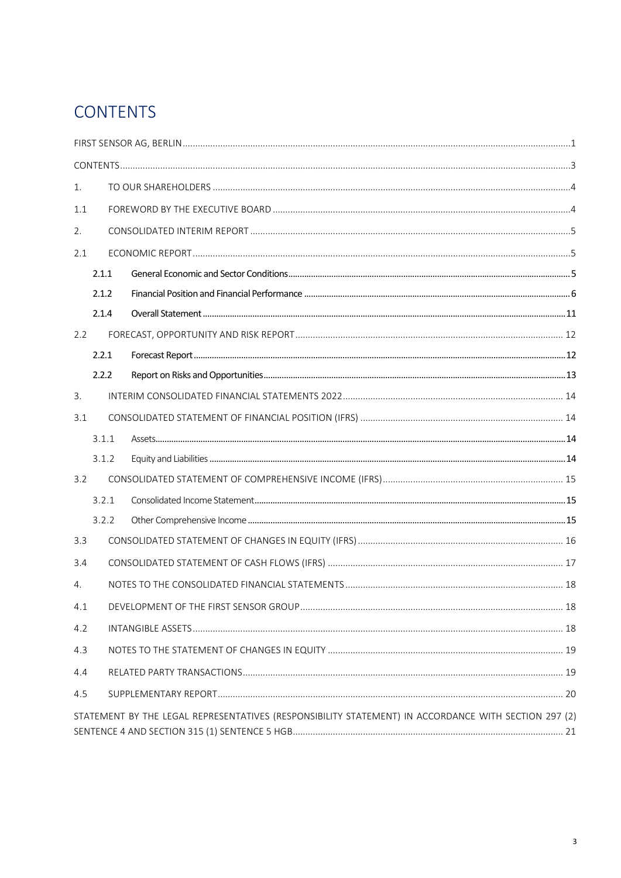# CONTENTS

FIRST SENSOR AG, BERLIN ..... 1

CONTENTS ..... 3

1. TO OUR SHAREHOLDERS ..... 4

1.1 FOREWORD BY THE EXECUTIVE BOARD ..... 4

2. CONSOLIDATED INTERIM REPORT ..... 5

2.1 ECONOMIC REPORT ..... 5

- **2.1.1 General Economic and Sector Conditions ..... 5**
- **2.1.2 Financial Position and Financial Performance ..... 6**
- **2.1.4 Overall Statement ..... 11**

2.2 FORECAST, OPPORTUNITY AND RISK REPORT ..... 12

- **2.2.1 Forecast Report ..... 12**
- **2.2.2 Report on Risks and Opportunities ..... 13**

3. INTERIM CONSOLIDATED FINANCIAL STATEMENTS 2022 ..... 14

3.1 CONSOLIDATED STATEMENT OF FINANCIAL POSITION (IFRS) ..... 14

- 3.1.1 Assets ..... 14
- 3.1.2 Equity and Liabilities ..... 14

3.2 CONSOLIDATED STATEMENT OF COMPREHENSIVE INCOME (IFRS) ..... 15

- 3.2.1 Consolidated Income Statement ..... 15
- 3.2.2 Other Comprehensive Income ..... 15

3.3 CONSOLIDATED STATEMENT OF CHANGES IN EQUITY (IFRS) ..... 16

3.4 CONSOLIDATED STATEMENT OF CASH FLOWS (IFRS) ..... 17

4. NOTES TO THE CONSOLIDATED FINANCIAL STATEMENTS ..... 18

4.1 DEVELOPMENT OF THE FIRST SENSOR GROUP ..... 18

4.2 INTANGIBLE ASSETS ..... 18

4.3 NOTES TO THE STATEMENT OF CHANGES IN EQUITY ..... 19

4.4 RELATED PARTY TRANSACTIONS ..... 19

4.5 SUPPLEMENTARY REPORT ..... 20

STATEMENT BY THE LEGAL REPRESENTATIVES (RESPONSIBILITY STATEMENT) IN ACCORDANCE WITH SECTION 297 (2) SENTENCE 4 AND SECTION 315 (1) SENTENCE 5 HGB ..... 21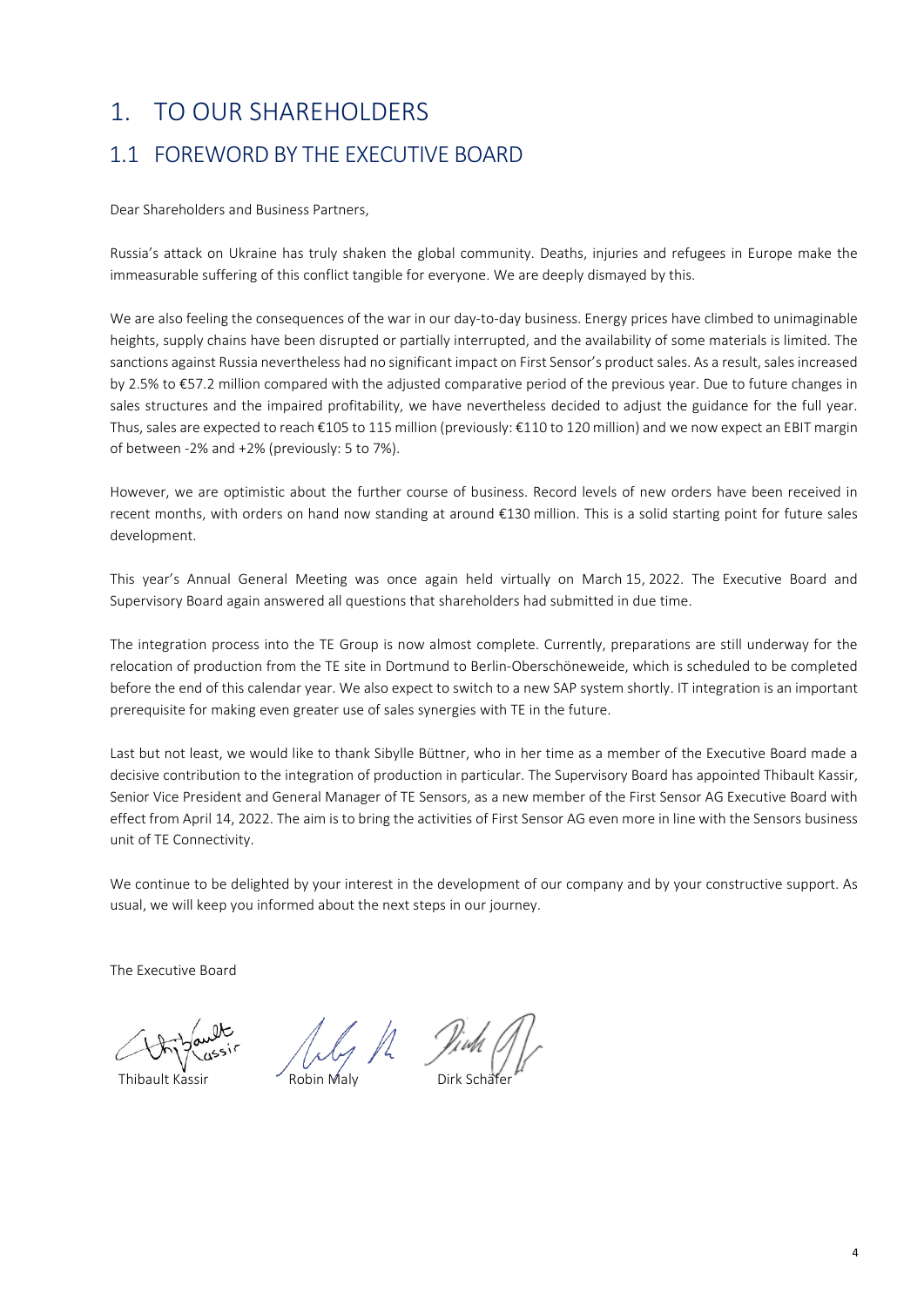# 1. TO OUR SHAREHOLDERS

## 1.1 FOREWORD BY THE EXECUTIVE BOARD

Dear Shareholders and Business Partners,

Russia's attack on Ukraine has truly shaken the global community. Deaths, injuries and refugees in Europe make the immeasurable suffering of this conflict tangible for everyone. We are deeply dismayed by this.

We are also feeling the consequences of the war in our day-to-day business. Energy prices have climbed to unimaginable heights, supply chains have been disrupted or partially interrupted, and the availability of some materials is limited. The sanctions against Russia nevertheless had no significant impact on First Sensor's product sales. As a result, sales increased by 2.5% to €57.2 million compared with the adjusted comparative period of the previous year. Due to future changes in sales structures and the impaired profitability, we have nevertheless decided to adjust the guidance for the full year. Thus, sales are expected to reach €105 to 115 million (previously: €110 to 120 million) and we now expect an EBIT margin of between -2% and +2% (previously: 5 to 7%).

However, we are optimistic about the further course of business. Record levels of new orders have been received in recent months, with orders on hand now standing at around €130 million. This is a solid starting point for future sales development.

This year's Annual General Meeting was once again held virtually on March 15, 2022. The Executive Board and Supervisory Board again answered all questions that shareholders had submitted in due time.

The integration process into the TE Group is now almost complete. Currently, preparations are still underway for the relocation of production from the TE site in Dortmund to Berlin-Oberschöneweide, which is scheduled to be completed before the end of this calendar year. We also expect to switch to a new SAP system shortly. IT integration is an important prerequisite for making even greater use of sales synergies with TE in the future.

Last but not least, we would like to thank Sibylle Büttner, who in her time as a member of the Executive Board made a decisive contribution to the integration of production in particular. The Supervisory Board has appointed Thibault Kassir, Senior Vice President and General Manager of TE Sensors, as a new member of the First Sensor AG Executive Board with effect from April 14, 2022. The aim is to bring the activities of First Sensor AG even more in line with the Sensors business unit of TE Connectivity.

We continue to be delighted by your interest in the development of our company and by your constructive support. As usual, we will keep you informed about the next steps in our journey.

The Executive Board

Thibault Kassir | Robin Maly | Dirk Schäfer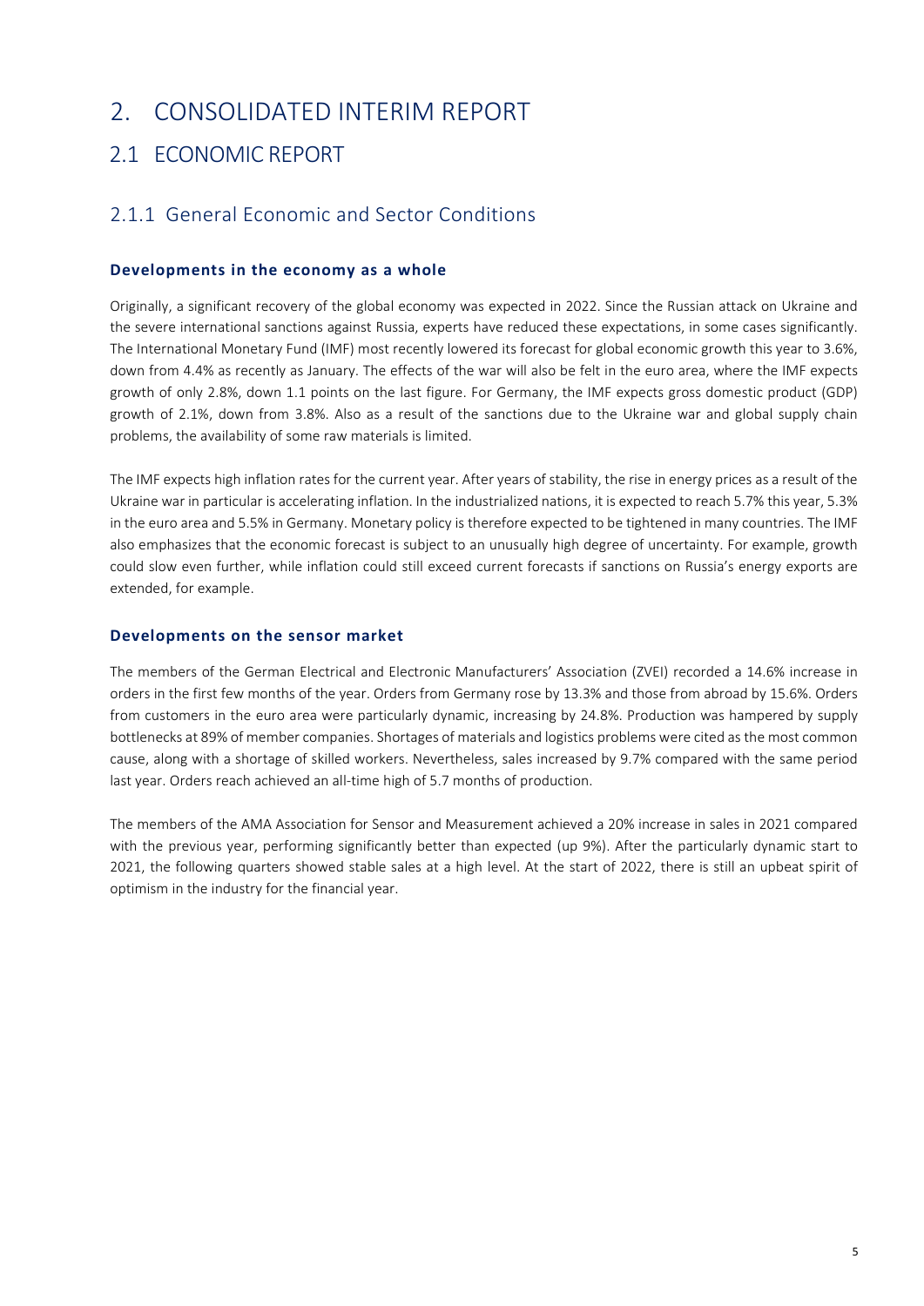# 2. CONSOLIDATED INTERIM REPORT

## 2.1 ECONOMIC REPORT

### 2.1.1 General Economic and Sector Conditions

**Developments in the economy as a whole**

Originally, a significant recovery of the global economy was expected in 2022. Since the Russian attack on Ukraine and the severe international sanctions against Russia, experts have reduced these expectations, in some cases significantly. The International Monetary Fund (IMF) most recently lowered its forecast for global economic growth this year to 3.6%, down from 4.4% as recently as January. The effects of the war will also be felt in the euro area, where the IMF expects growth of only 2.8%, down 1.1 points on the last figure. For Germany, the IMF expects gross domestic product (GDP) growth of 2.1%, down from 3.8%. Also as a result of the sanctions due to the Ukraine war and global supply chain problems, the availability of some raw materials is limited.

The IMF expects high inflation rates for the current year. After years of stability, the rise in energy prices as a result of the Ukraine war in particular is accelerating inflation. In the industrialized nations, it is expected to reach 5.7% this year, 5.3% in the euro area and 5.5% in Germany. Monetary policy is therefore expected to be tightened in many countries. The IMF also emphasizes that the economic forecast is subject to an unusually high degree of uncertainty. For example, growth could slow even further, while inflation could still exceed current forecasts if sanctions on Russia's energy exports are extended, for example.

**Developments on the sensor market**

The members of the German Electrical and Electronic Manufacturers' Association (ZVEI) recorded a 14.6% increase in orders in the first few months of the year. Orders from Germany rose by 13.3% and those from abroad by 15.6%. Orders from customers in the euro area were particularly dynamic, increasing by 24.8%. Production was hampered by supply bottlenecks at 89% of member companies. Shortages of materials and logistics problems were cited as the most common cause, along with a shortage of skilled workers. Nevertheless, sales increased by 9.7% compared with the same period last year. Orders reach achieved an all-time high of 5.7 months of production.

The members of the AMA Association for Sensor and Measurement achieved a 20% increase in sales in 2021 compared with the previous year, performing significantly better than expected (up 9%). After the particularly dynamic start to 2021, the following quarters showed stable sales at a high level. At the start of 2022, there is still an upbeat spirit of optimism in the industry for the financial year.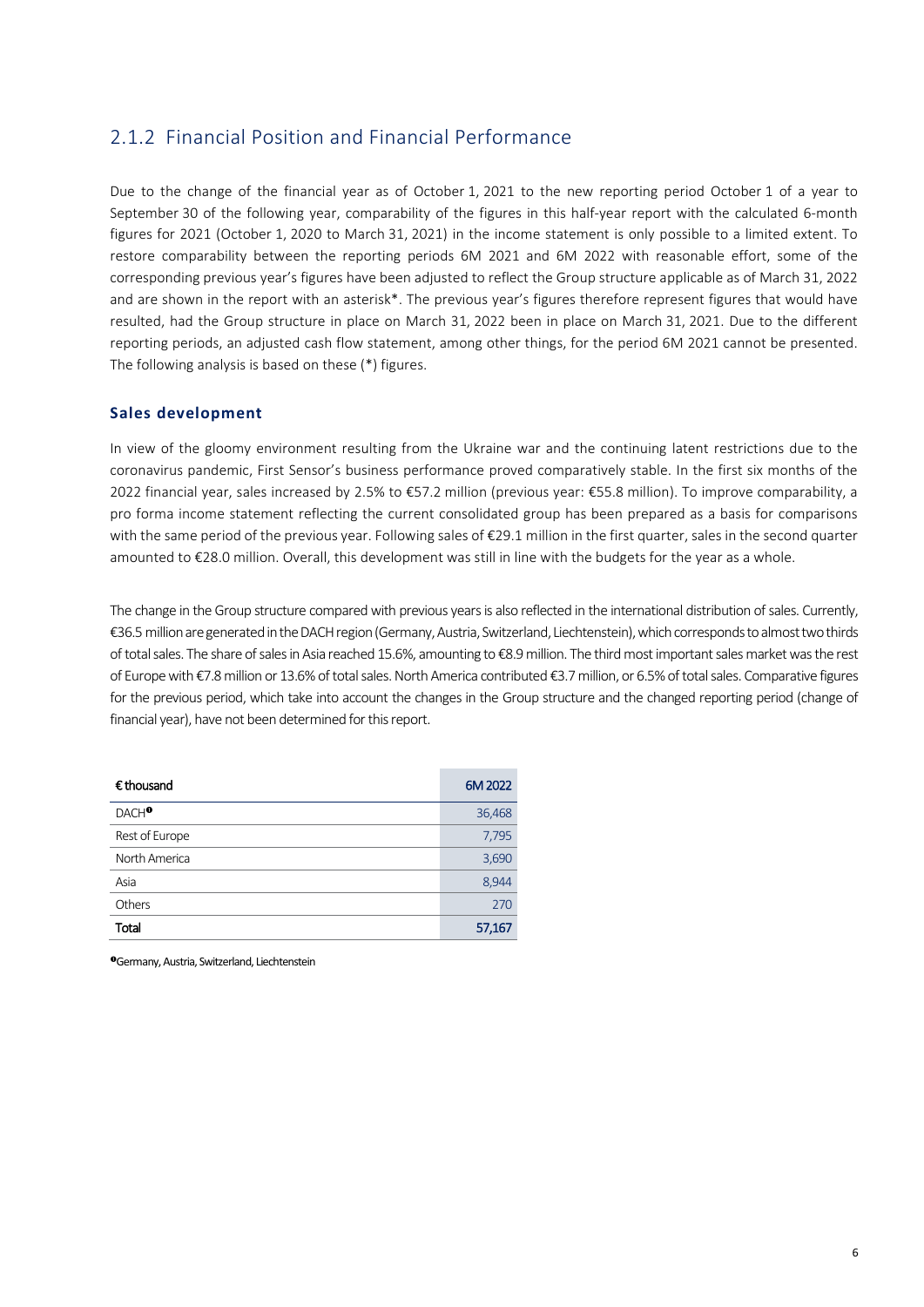## 2.1.2 Financial Position and Financial Performance

Due to the change of the financial year as of October 1, 2021 to the new reporting period October 1 of a year to September 30 of the following year, comparability of the figures in this half-year report with the calculated 6-month figures for 2021 (October 1, 2020 to March 31, 2021) in the income statement is only possible to a limited extent. To restore comparability between the reporting periods 6M 2021 and 6M 2022 with reasonable effort, some of the corresponding previous year's figures have been adjusted to reflect the Group structure applicable as of March 31, 2022 and are shown in the report with an asterisk*. The previous year's figures therefore represent figures that would have resulted, had the Group structure in place on March 31, 2022 been in place on March 31, 2021. Due to the different reporting periods, an adjusted cash flow statement, among other things, for the period 6M 2021 cannot be presented. The following analysis is based on these (*) figures.

### Sales development

In view of the gloomy environment resulting from the Ukraine war and the continuing latent restrictions due to the coronavirus pandemic, First Sensor's business performance proved comparatively stable. In the first six months of the 2022 financial year, sales increased by 2.5% to €57.2 million (previous year: €55.8 million). To improve comparability, a pro forma income statement reflecting the current consolidated group has been prepared as a basis for comparisons with the same period of the previous year. Following sales of €29.1 million in the first quarter, sales in the second quarter amounted to €28.0 million. Overall, this development was still in line with the budgets for the year as a whole.

The change in the Group structure compared with previous years is also reflected in the international distribution of sales. Currently, €36.5 million are generated in the DACH region (Germany, Austria, Switzerland, Liechtenstein), which corresponds to almost two thirds of total sales. The share of sales in Asia reached 15.6%, amounting to €8.9 million. The third most important sales market was the rest of Europe with €7.8 million or 13.6% of total sales. North America contributed €3.7 million, or 6.5% of total sales. Comparative figures for the previous period, which take into account the changes in the Group structure and the changed reporting period (change of financial year), have not been determined for this report.

| € thousand | 6M 2022 |
|---|---|
| DACH[1] | 36,468 |
| Rest of Europe | 7,795 |
| North America | 3,690 |
| Asia | 8,944 |
| Others | 270 |
| **Total** | **57,167** |

[1] Germany, Austria, Switzerland, Liechtenstein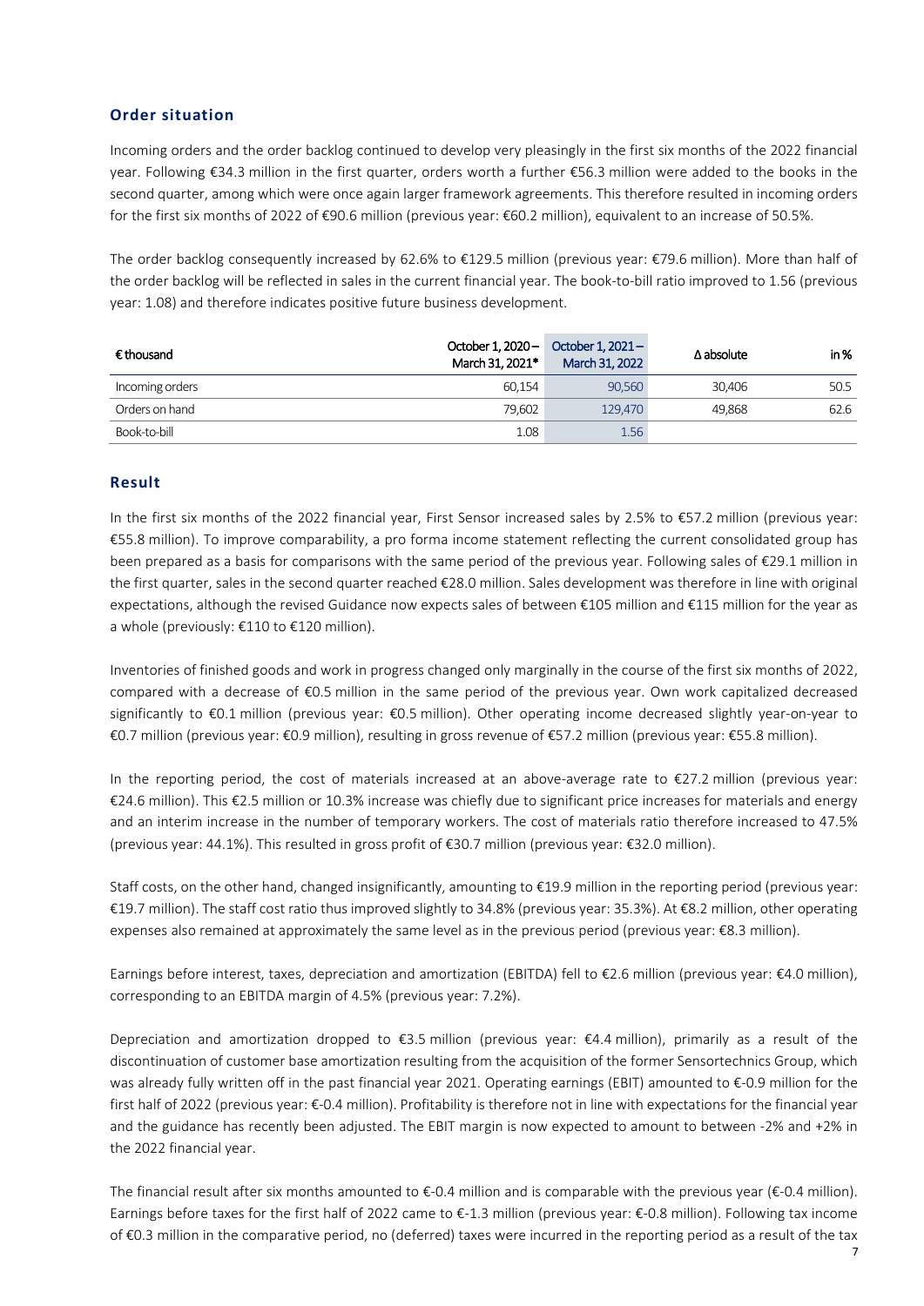## Order situation

Incoming orders and the order backlog continued to develop very pleasingly in the first six months of the 2022 financial year. Following €34.3 million in the first quarter, orders worth a further €56.3 million were added to the books in the second quarter, among which were once again larger framework agreements. This therefore resulted in incoming orders for the first six months of 2022 of €90.6 million (previous year: €60.2 million), equivalent to an increase of 50.5%.

The order backlog consequently increased by 62.6% to €129.5 million (previous year: €79.6 million). More than half of the order backlog will be reflected in sales in the current financial year. The book-to-bill ratio improved to 1.56 (previous year: 1.08) and therefore indicates positive future business development.

| € thousand | October 1, 2020 – March 31, 2021* | October 1, 2021 – March 31, 2022 | Δ absolute | in % |
|---|---|---|---|---|
| Incoming orders | 60,154 | 90,560 | 30,406 | 50.5 |
| Orders on hand | 79,602 | 129,470 | 49,868 | 62.6 |
| Book-to-bill | 1.08 | 1.56 | | |

## Result

In the first six months of the 2022 financial year, First Sensor increased sales by 2.5% to €57.2 million (previous year: €55.8 million). To improve comparability, a pro forma income statement reflecting the current consolidated group has been prepared as a basis for comparisons with the same period of the previous year. Following sales of €29.1 million in the first quarter, sales in the second quarter reached €28.0 million. Sales development was therefore in line with original expectations, although the revised Guidance now expects sales of between €105 million and €115 million for the year as a whole (previously: €110 to €120 million).

Inventories of finished goods and work in progress changed only marginally in the course of the first six months of 2022, compared with a decrease of €0.5 million in the same period of the previous year. Own work capitalized decreased significantly to €0.1 million (previous year: €0.5 million). Other operating income decreased slightly year-on-year to €0.7 million (previous year: €0.9 million), resulting in gross revenue of €57.2 million (previous year: €55.8 million).

In the reporting period, the cost of materials increased at an above-average rate to €27.2 million (previous year: €24.6 million). This €2.5 million or 10.3% increase was chiefly due to significant price increases for materials and energy and an interim increase in the number of temporary workers. The cost of materials ratio therefore increased to 47.5% (previous year: 44.1%). This resulted in gross profit of €30.7 million (previous year: €32.0 million).

Staff costs, on the other hand, changed insignificantly, amounting to €19.9 million in the reporting period (previous year: €19.7 million). The staff cost ratio thus improved slightly to 34.8% (previous year: 35.3%). At €8.2 million, other operating expenses also remained at approximately the same level as in the previous period (previous year: €8.3 million).

Earnings before interest, taxes, depreciation and amortization (EBITDA) fell to €2.6 million (previous year: €4.0 million), corresponding to an EBITDA margin of 4.5% (previous year: 7.2%).

Depreciation and amortization dropped to €3.5 million (previous year: €4.4 million), primarily as a result of the discontinuation of customer base amortization resulting from the acquisition of the former Sensortechnics Group, which was already fully written off in the past financial year 2021. Operating earnings (EBIT) amounted to €-0.9 million for the first half of 2022 (previous year: €-0.4 million). Profitability is therefore not in line with expectations for the financial year and the guidance has recently been adjusted. The EBIT margin is now expected to amount to between -2% and +2% in the 2022 financial year.

The financial result after six months amounted to €-0.4 million and is comparable with the previous year (€-0.4 million). Earnings before taxes for the first half of 2022 came to €-1.3 million (previous year: €-0.8 million). Following tax income of €0.3 million in the comparative period, no (deferred) taxes were incurred in the reporting period as a result of the tax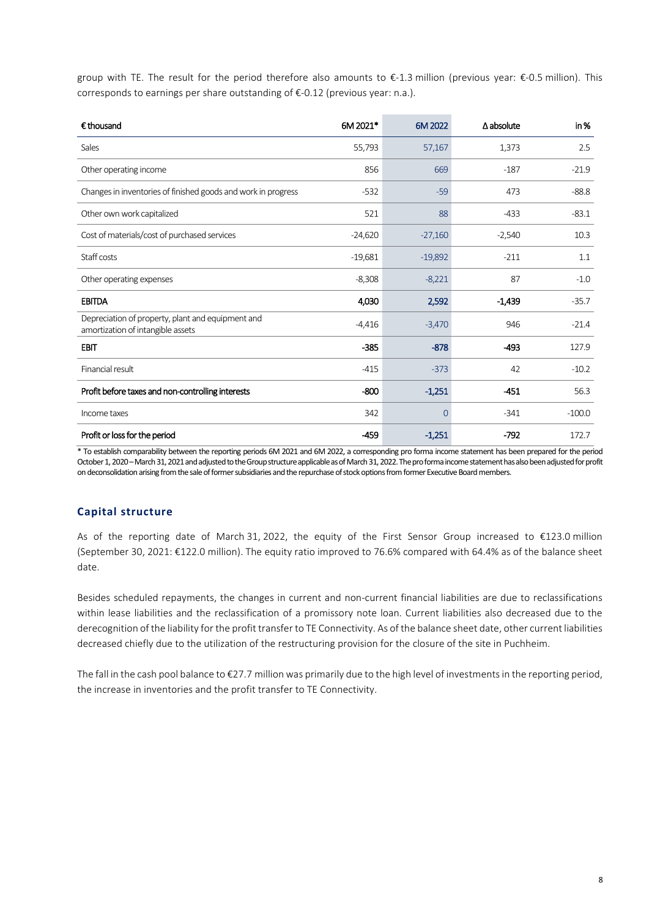group with TE. The result for the period therefore also amounts to €-1.3 million (previous year: €-0.5 million). This corresponds to earnings per share outstanding of €-0.12 (previous year: n.a.).

| € thousand | 6M 2021* | 6M 2022 | Δ absolute | in % |
|---|---|---|---|---|
| Sales | 55,793 | 57,167 | 1,373 | 2.5 |
| Other operating income | 856 | 669 | -187 | -21.9 |
| Changes in inventories of finished goods and work in progress | -532 | -59 | 473 | -88.8 |
| Other own work capitalized | 521 | 88 | -433 | -83.1 |
| Cost of materials/cost of purchased services | -24,620 | -27,160 | -2,540 | 10.3 |
| Staff costs | -19,681 | -19,892 | -211 | 1.1 |
| Other operating expenses | -8,308 | -8,221 | 87 | -1.0 |
| **EBITDA** | **4,030** | **2,592** | **-1,439** | -35.7 |
| Depreciation of property, plant and equipment and amortization of intangible assets | -4,416 | -3,470 | 946 | -21.4 |
| **EBIT** | **-385** | **-878** | **-493** | 127.9 |
| Financial result | -415 | -373 | 42 | -10.2 |
| **Profit before taxes and non-controlling interests** | **-800** | **-1,251** | **-451** | 56.3 |
| Income taxes | 342 | 0 | -341 | -100.0 |
| **Profit or loss for the period** | **-459** | **-1,251** | **-792** | 172.7 |

* To establish comparability between the reporting periods 6M 2021 and 6M 2022, a corresponding pro forma income statement has been prepared for the period October 1, 2020 – March 31, 2021 and adjusted to the Group structure applicable as of March 31, 2022. The pro forma income statement has also been adjusted for profit on deconsolidation arising from the sale of former subsidiaries and the repurchase of stock options from former Executive Board members.

## Capital structure

As of the reporting date of March 31, 2022, the equity of the First Sensor Group increased to €123.0 million (September 30, 2021: €122.0 million). The equity ratio improved to 76.6% compared with 64.4% as of the balance sheet date.

Besides scheduled repayments, the changes in current and non-current financial liabilities are due to reclassifications within lease liabilities and the reclassification of a promissory note loan. Current liabilities also decreased due to the derecognition of the liability for the profit transfer to TE Connectivity. As of the balance sheet date, other current liabilities decreased chiefly due to the utilization of the restructuring provision for the closure of the site in Puchheim.

The fall in the cash pool balance to €27.7 million was primarily due to the high level of investments in the reporting period, the increase in inventories and the profit transfer to TE Connectivity.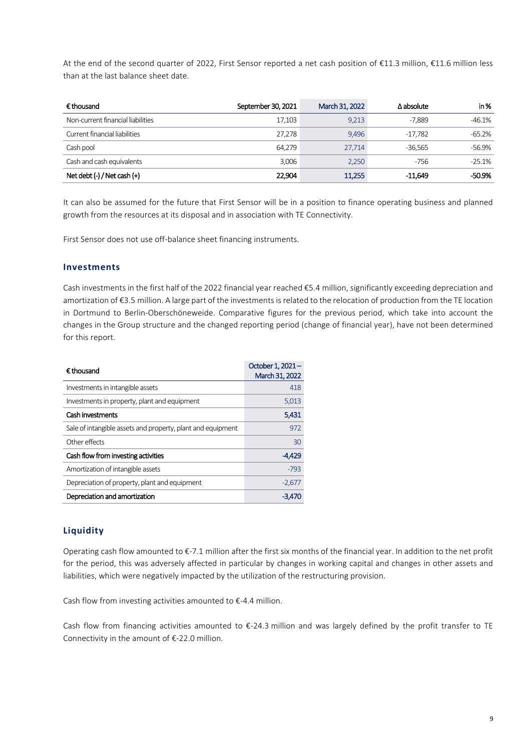At the end of the second quarter of 2022, First Sensor reported a net cash position of €11.3 million, €11.6 million less than at the last balance sheet date.

| € thousand | September 30, 2021 | March 31, 2022 | Δ absolute | in % |
| --- | --- | --- | --- | --- |
| Non-current financial liabilities | 17,103 | 9,213 | -7,889 | -46.1% |
| Current financial liabilities | 27,278 | 9,496 | -17,782 | -65.2% |
| Cash pool | 64,279 | 27,714 | -36,565 | -56.9% |
| Cash and cash equivalents | 3,006 | 2,250 | -756 | -25.1% |
| **Net debt (-) / Net cash (+)** | **22,904** | **11,255** | **-11,649** | **-50.9%** |

It can also be assumed for the future that First Sensor will be in a position to finance operating business and planned growth from the resources at its disposal and in association with TE Connectivity.

First Sensor does not use off-balance sheet financing instruments.

## Investments

Cash investments in the first half of the 2022 financial year reached €5.4 million, significantly exceeding depreciation and amortization of €3.5 million. A large part of the investments is related to the relocation of production from the TE location in Dortmund to Berlin-Oberschöneweide. Comparative figures for the previous period, which take into account the changes in the Group structure and the changed reporting period (change of financial year), have not been determined for this report.

| € thousand | October 1, 2021 – March 31, 2022 |
| --- | --- |
| Investments in intangible assets | 418 |
| Investments in property, plant and equipment | 5,013 |
| **Cash investments** | **5,431** |
| Sale of intangible assets and property, plant and equipment | 972 |
| Other effects | 30 |
| **Cash flow from investing activities** | **-4,429** |
| Amortization of intangible assets | -793 |
| Depreciation of property, plant and equipment | -2,677 |
| **Depreciation and amortization** | **-3,470** |

## Liquidity

Operating cash flow amounted to €-7.1 million after the first six months of the financial year. In addition to the net profit for the period, this was adversely affected in particular by changes in working capital and changes in other assets and liabilities, which were negatively impacted by the utilization of the restructuring provision.

Cash flow from investing activities amounted to €-4.4 million.

Cash flow from financing activities amounted to €-24.3 million and was largely defined by the profit transfer to TE Connectivity in the amount of €-22.0 million.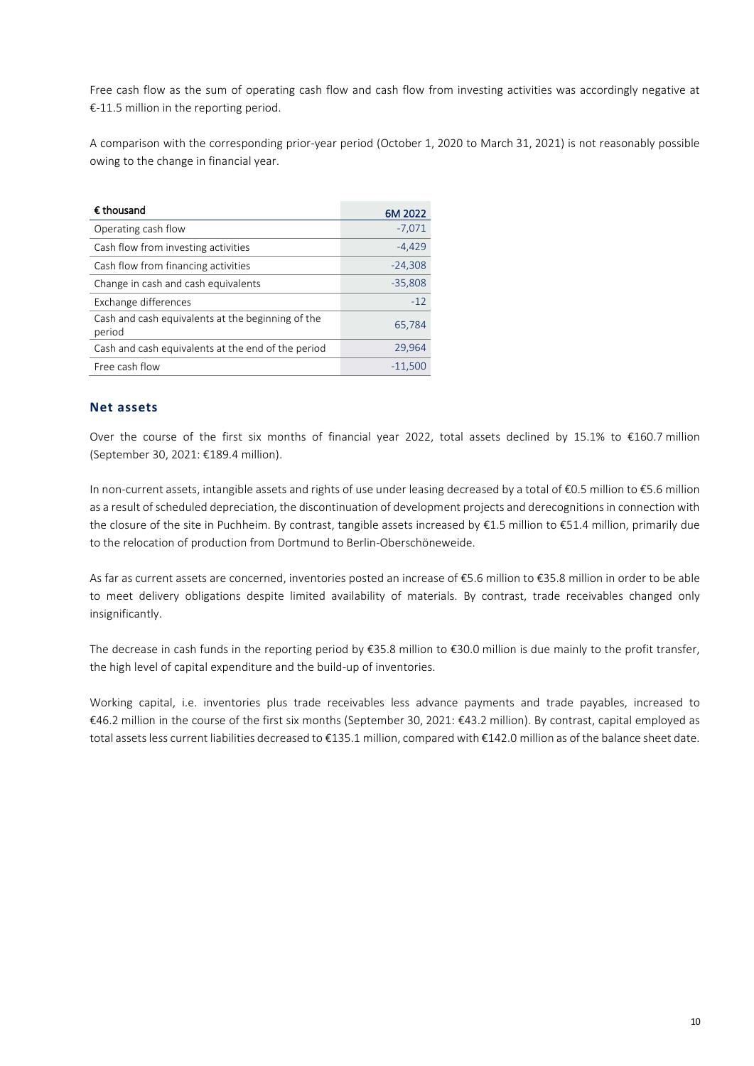Free cash flow as the sum of operating cash flow and cash flow from investing activities was accordingly negative at €-11.5 million in the reporting period.

A comparison with the corresponding prior-year period (October 1, 2020 to March 31, 2021) is not reasonably possible owing to the change in financial year.

| € thousand | 6M 2022 |
|---|---|
| Operating cash flow | -7,071 |
| Cash flow from investing activities | -4,429 |
| Cash flow from financing activities | -24,308 |
| Change in cash and cash equivalents | -35,808 |
| Exchange differences | -12 |
| Cash and cash equivalents at the beginning of the period | 65,784 |
| Cash and cash equivalents at the end of the period | 29,964 |
| Free cash flow | -11,500 |

## Net assets

Over the course of the first six months of financial year 2022, total assets declined by 15.1% to €160.7 million (September 30, 2021: €189.4 million).

In non-current assets, intangible assets and rights of use under leasing decreased by a total of €0.5 million to €5.6 million as a result of scheduled depreciation, the discontinuation of development projects and derecognitions in connection with the closure of the site in Puchheim. By contrast, tangible assets increased by €1.5 million to €51.4 million, primarily due to the relocation of production from Dortmund to Berlin-Oberschöneweide.

As far as current assets are concerned, inventories posted an increase of €5.6 million to €35.8 million in order to be able to meet delivery obligations despite limited availability of materials. By contrast, trade receivables changed only insignificantly.

The decrease in cash funds in the reporting period by €35.8 million to €30.0 million is due mainly to the profit transfer, the high level of capital expenditure and the build-up of inventories.

Working capital, i.e. inventories plus trade receivables less advance payments and trade payables, increased to €46.2 million in the course of the first six months (September 30, 2021: €43.2 million). By contrast, capital employed as total assets less current liabilities decreased to €135.1 million, compared with €142.0 million as of the balance sheet date.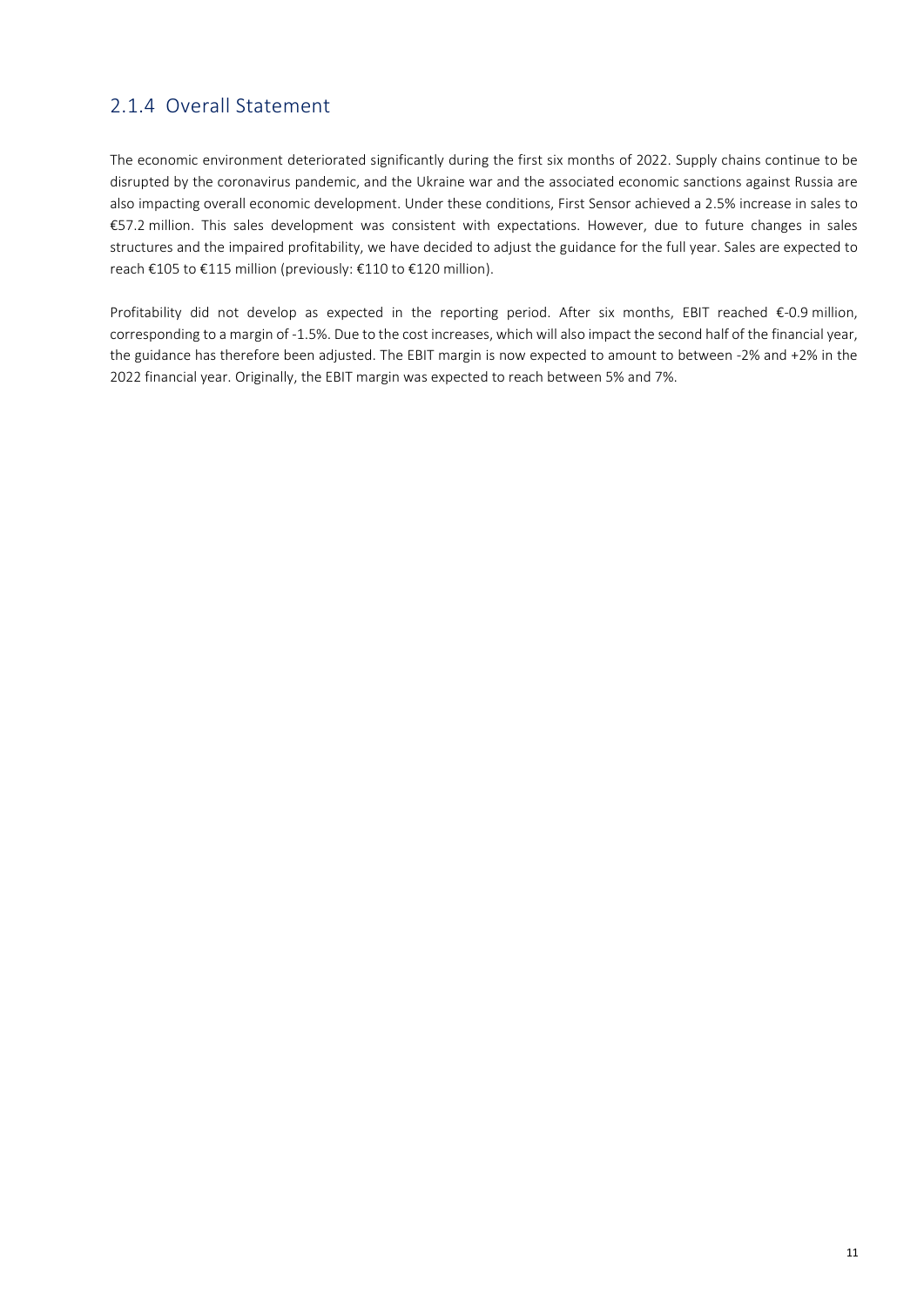## 2.1.4 Overall Statement

The economic environment deteriorated significantly during the first six months of 2022. Supply chains continue to be disrupted by the coronavirus pandemic, and the Ukraine war and the associated economic sanctions against Russia are also impacting overall economic development. Under these conditions, First Sensor achieved a 2.5% increase in sales to €57.2 million. This sales development was consistent with expectations. However, due to future changes in sales structures and the impaired profitability, we have decided to adjust the guidance for the full year. Sales are expected to reach €105 to €115 million (previously: €110 to €120 million).

Profitability did not develop as expected in the reporting period. After six months, EBIT reached €-0.9 million, corresponding to a margin of -1.5%. Due to the cost increases, which will also impact the second half of the financial year, the guidance has therefore been adjusted. The EBIT margin is now expected to amount to between -2% and +2% in the 2022 financial year. Originally, the EBIT margin was expected to reach between 5% and 7%.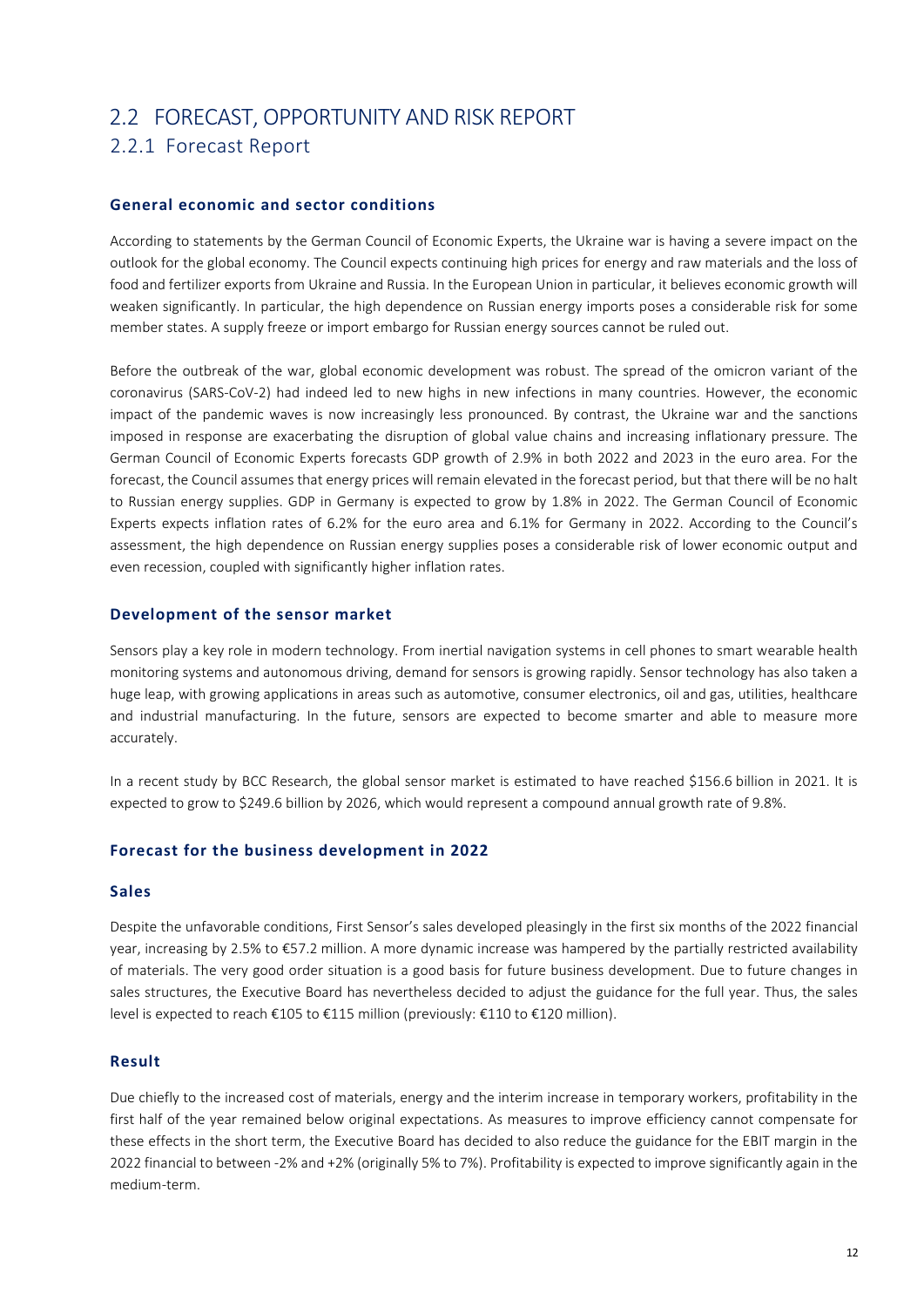# 2.2 FORECAST, OPPORTUNITY AND RISK REPORT

## 2.2.1 Forecast Report

### General economic and sector conditions

According to statements by the German Council of Economic Experts, the Ukraine war is having a severe impact on the outlook for the global economy. The Council expects continuing high prices for energy and raw materials and the loss of food and fertilizer exports from Ukraine and Russia. In the European Union in particular, it believes economic growth will weaken significantly. In particular, the high dependence on Russian energy imports poses a considerable risk for some member states. A supply freeze or import embargo for Russian energy sources cannot be ruled out.

Before the outbreak of the war, global economic development was robust. The spread of the omicron variant of the coronavirus (SARS-CoV-2) had indeed led to new highs in new infections in many countries. However, the economic impact of the pandemic waves is now increasingly less pronounced. By contrast, the Ukraine war and the sanctions imposed in response are exacerbating the disruption of global value chains and increasing inflationary pressure. The German Council of Economic Experts forecasts GDP growth of 2.9% in both 2022 and 2023 in the euro area. For the forecast, the Council assumes that energy prices will remain elevated in the forecast period, but that there will be no halt to Russian energy supplies. GDP in Germany is expected to grow by 1.8% in 2022. The German Council of Economic Experts expects inflation rates of 6.2% for the euro area and 6.1% for Germany in 2022. According to the Council's assessment, the high dependence on Russian energy supplies poses a considerable risk of lower economic output and even recession, coupled with significantly higher inflation rates.

### Development of the sensor market

Sensors play a key role in modern technology. From inertial navigation systems in cell phones to smart wearable health monitoring systems and autonomous driving, demand for sensors is growing rapidly. Sensor technology has also taken a huge leap, with growing applications in areas such as automotive, consumer electronics, oil and gas, utilities, healthcare and industrial manufacturing. In the future, sensors are expected to become smarter and able to measure more accurately.

In a recent study by BCC Research, the global sensor market is estimated to have reached $156.6 billion in 2021. It is expected to grow to $249.6 billion by 2026, which would represent a compound annual growth rate of 9.8%.

### Forecast for the business development in 2022

#### Sales

Despite the unfavorable conditions, First Sensor's sales developed pleasingly in the first six months of the 2022 financial year, increasing by 2.5% to €57.2 million. A more dynamic increase was hampered by the partially restricted availability of materials. The very good order situation is a good basis for future business development. Due to future changes in sales structures, the Executive Board has nevertheless decided to adjust the guidance for the full year. Thus, the sales level is expected to reach €105 to €115 million (previously: €110 to €120 million).

#### Result

Due chiefly to the increased cost of materials, energy and the interim increase in temporary workers, profitability in the first half of the year remained below original expectations. As measures to improve efficiency cannot compensate for these effects in the short term, the Executive Board has decided to also reduce the guidance for the EBIT margin in the 2022 financial to between -2% and +2% (originally 5% to 7%). Profitability is expected to improve significantly again in the medium-term.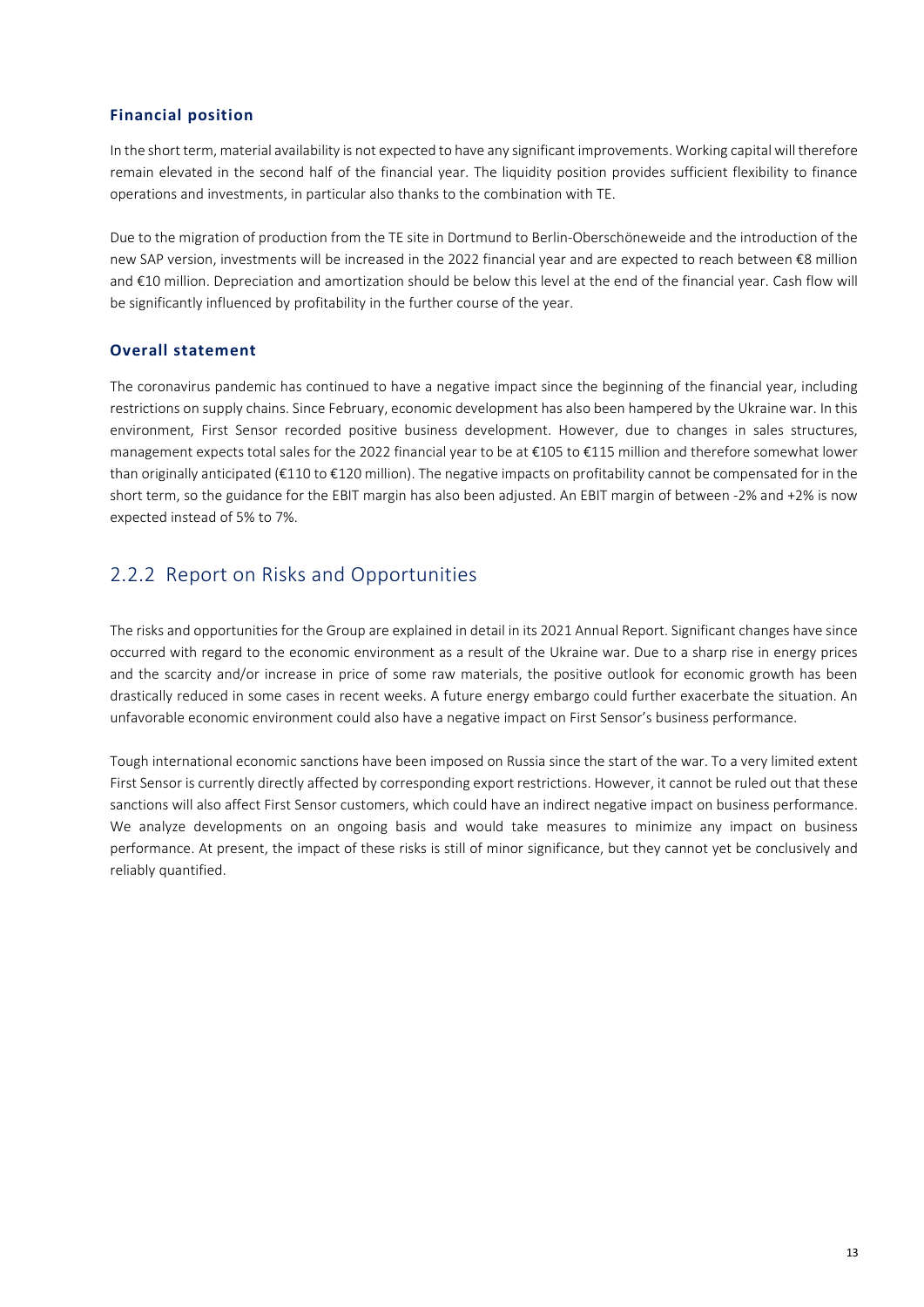### Financial position

In the short term, material availability is not expected to have any significant improvements. Working capital will therefore remain elevated in the second half of the financial year. The liquidity position provides sufficient flexibility to finance operations and investments, in particular also thanks to the combination with TE.

Due to the migration of production from the TE site in Dortmund to Berlin-Oberschöneweide and the introduction of the new SAP version, investments will be increased in the 2022 financial year and are expected to reach between €8 million and €10 million. Depreciation and amortization should be below this level at the end of the financial year. Cash flow will be significantly influenced by profitability in the further course of the year.

### Overall statement

The coronavirus pandemic has continued to have a negative impact since the beginning of the financial year, including restrictions on supply chains. Since February, economic development has also been hampered by the Ukraine war. In this environment, First Sensor recorded positive business development. However, due to changes in sales structures, management expects total sales for the 2022 financial year to be at €105 to €115 million and therefore somewhat lower than originally anticipated (€110 to €120 million). The negative impacts on profitability cannot be compensated for in the short term, so the guidance for the EBIT margin has also been adjusted. An EBIT margin of between -2% and +2% is now expected instead of 5% to 7%.

## 2.2.2 Report on Risks and Opportunities

The risks and opportunities for the Group are explained in detail in its 2021 Annual Report. Significant changes have since occurred with regard to the economic environment as a result of the Ukraine war. Due to a sharp rise in energy prices and the scarcity and/or increase in price of some raw materials, the positive outlook for economic growth has been drastically reduced in some cases in recent weeks. A future energy embargo could further exacerbate the situation. An unfavorable economic environment could also have a negative impact on First Sensor's business performance.

Tough international economic sanctions have been imposed on Russia since the start of the war. To a very limited extent First Sensor is currently directly affected by corresponding export restrictions. However, it cannot be ruled out that these sanctions will also affect First Sensor customers, which could have an indirect negative impact on business performance. We analyze developments on an ongoing basis and would take measures to minimize any impact on business performance. At present, the impact of these risks is still of minor significance, but they cannot yet be conclusively and reliably quantified.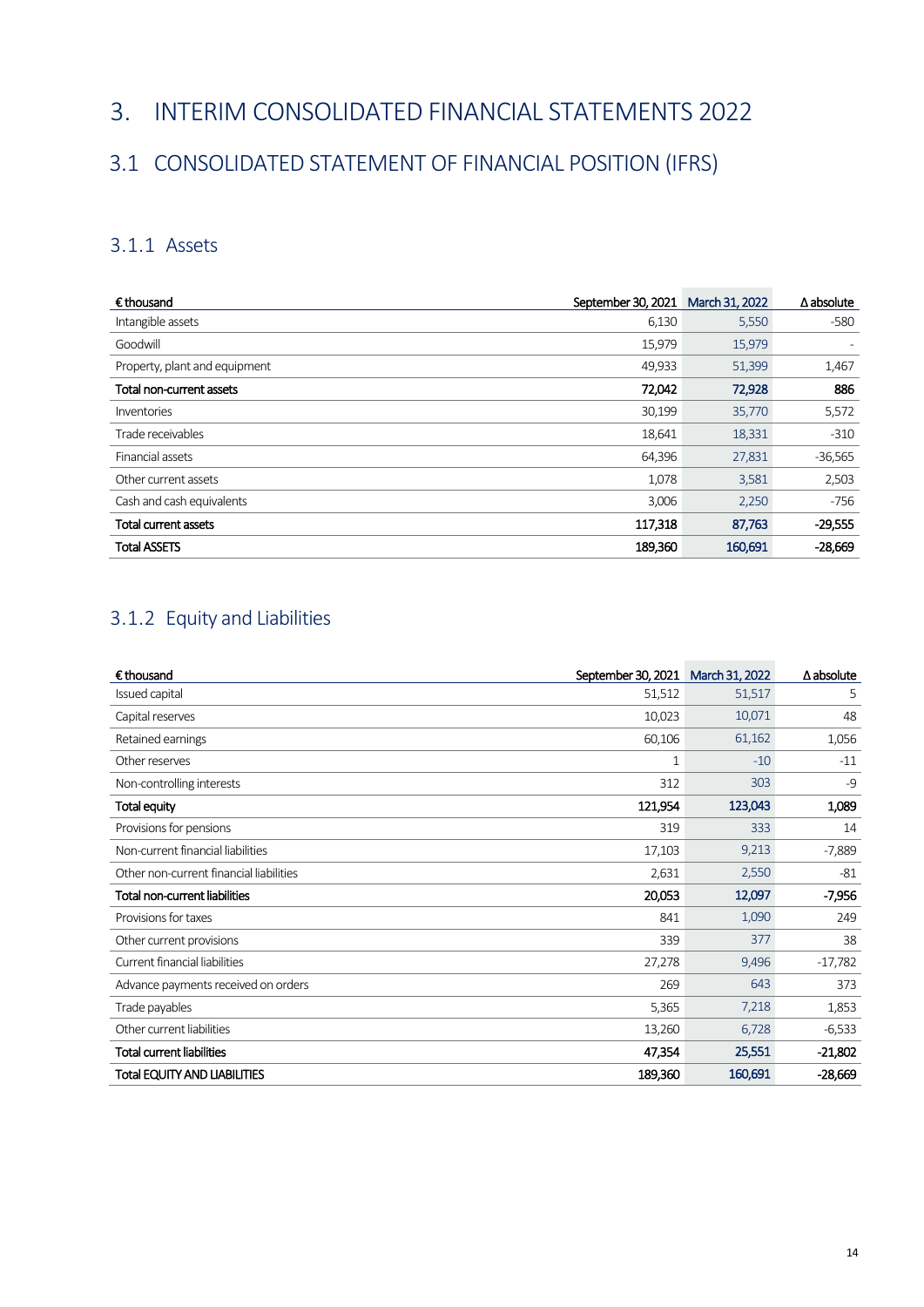# 3. INTERIM CONSOLIDATED FINANCIAL STATEMENTS 2022

## 3.1 CONSOLIDATED STATEMENT OF FINANCIAL POSITION (IFRS)

### 3.1.1 Assets

| € thousand | September 30, 2021 | March 31, 2022 | Δ absolute |
|---|---|---|---|
| Intangible assets | 6,130 | 5,550 | -580 |
| Goodwill | 15,979 | 15,979 | - |
| Property, plant and equipment | 49,933 | 51,399 | 1,467 |
| **Total non-current assets** | **72,042** | **72,928** | **886** |
| Inventories | 30,199 | 35,770 | 5,572 |
| Trade receivables | 18,641 | 18,331 | -310 |
| Financial assets | 64,396 | 27,831 | -36,565 |
| Other current assets | 1,078 | 3,581 | 2,503 |
| Cash and cash equivalents | 3,006 | 2,250 | -756 |
| **Total current assets** | **117,318** | **87,763** | **-29,555** |
| **Total ASSETS** | **189,360** | **160,691** | **-28,669** |

### 3.1.2 Equity and Liabilities

| € thousand | September 30, 2021 | March 31, 2022 | Δ absolute |
|---|---|---|---|
| Issued capital | 51,512 | 51,517 | 5 |
| Capital reserves | 10,023 | 10,071 | 48 |
| Retained earnings | 60,106 | 61,162 | 1,056 |
| Other reserves | 1 | -10 | -11 |
| Non-controlling interests | 312 | 303 | -9 |
| **Total equity** | **121,954** | **123,043** | **1,089** |
| Provisions for pensions | 319 | 333 | 14 |
| Non-current financial liabilities | 17,103 | 9,213 | -7,889 |
| Other non-current financial liabilities | 2,631 | 2,550 | -81 |
| **Total non-current liabilities** | **20,053** | **12,097** | **-7,956** |
| Provisions for taxes | 841 | 1,090 | 249 |
| Other current provisions | 339 | 377 | 38 |
| Current financial liabilities | 27,278 | 9,496 | -17,782 |
| Advance payments received on orders | 269 | 643 | 373 |
| Trade payables | 5,365 | 7,218 | 1,853 |
| Other current liabilities | 13,260 | 6,728 | -6,533 |
| **Total current liabilities** | **47,354** | **25,551** | **-21,802** |
| **Total EQUITY AND LIABILITIES** | **189,360** | **160,691** | **-28,669** |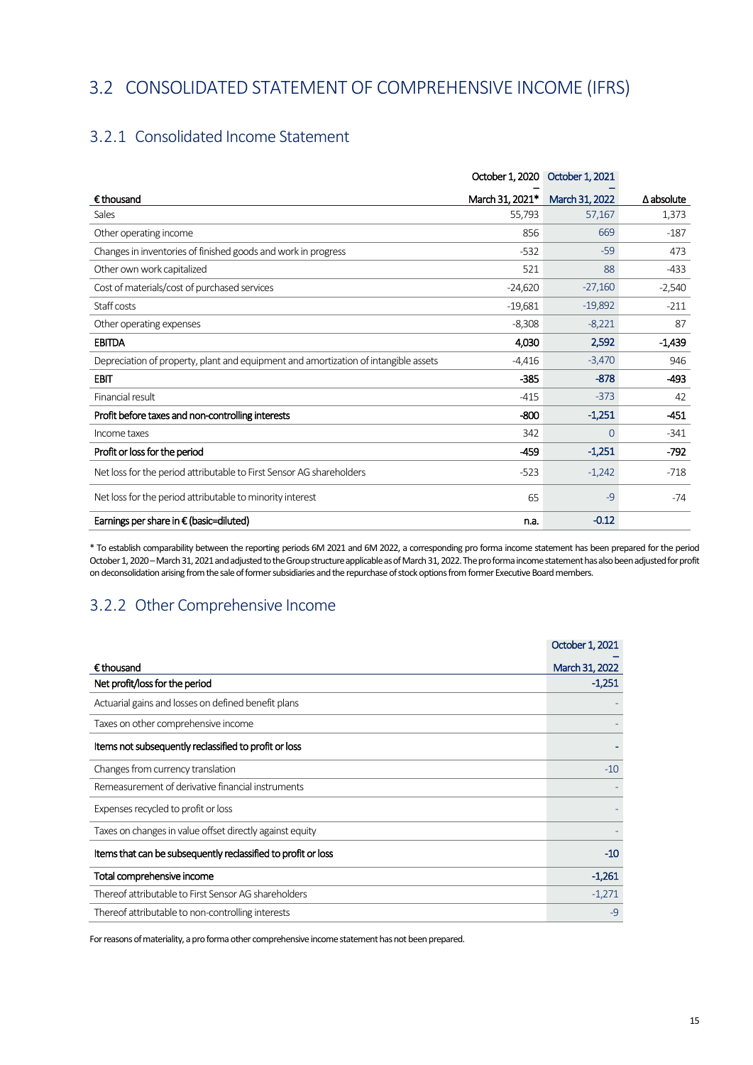# 3.2 CONSOLIDATED STATEMENT OF COMPREHENSIVE INCOME (IFRS)

## 3.2.1 Consolidated Income Statement

| € thousand | October 1, 2020 – March 31, 2021* | October 1, 2021 – March 31, 2022 | Δ absolute |
|---|---|---|---|
| Sales | 55,793 | 57,167 | 1,373 |
| Other operating income | 856 | 669 | -187 |
| Changes in inventories of finished goods and work in progress | -532 | -59 | 473 |
| Other own work capitalized | 521 | 88 | -433 |
| Cost of materials/cost of purchased services | -24,620 | -27,160 | -2,540 |
| Staff costs | -19,681 | -19,892 | -211 |
| Other operating expenses | -8,308 | -8,221 | 87 |
| **EBITDA** | **4,030** | **2,592** | **-1,439** |
| Depreciation of property, plant and equipment and amortization of intangible assets | -4,416 | -3,470 | 946 |
| **EBIT** | **-385** | **-878** | **-493** |
| Financial result | -415 | -373 | 42 |
| **Profit before taxes and non-controlling interests** | **-800** | **-1,251** | **-451** |
| Income taxes | 342 | 0 | -341 |
| **Profit or loss for the period** | **-459** | **-1,251** | **-792** |
| Net loss for the period attributable to First Sensor AG shareholders | -523 | -1,242 | -718 |
| Net loss for the period attributable to minority interest | 65 | -9 | -74 |
| **Earnings per share in € (basic=diluted)** | **n.a.** | **-0.12** | |

\* To establish comparability between the reporting periods 6M 2021 and 6M 2022, a corresponding pro forma income statement has been prepared for the period October 1, 2020 – March 31, 2021 and adjusted to the Group structure applicable as of March 31, 2022. The pro forma income statement has also been adjusted for profit on deconsolidation arising from the sale of former subsidiaries and the repurchase of stock options from former Executive Board members.

## 3.2.2 Other Comprehensive Income

| € thousand | October 1, 2021 – March 31, 2022 |
|---|---|
| **Net profit/loss for the period** | **-1,251** |
| Actuarial gains and losses on defined benefit plans | - |
| Taxes on other comprehensive income | - |
| **Items not subsequently reclassified to profit or loss** | **-** |
| Changes from currency translation | -10 |
| Remeasurement of derivative financial instruments | - |
| Expenses recycled to profit or loss | - |
| Taxes on changes in value offset directly against equity | - |
| **Items that can be subsequently reclassified to profit or loss** | **-10** |
| **Total comprehensive income** | **-1,261** |
| Thereof attributable to First Sensor AG shareholders | -1,271 |
| Thereof attributable to non-controlling interests | -9 |

For reasons of materiality, a pro forma other comprehensive income statement has not been prepared.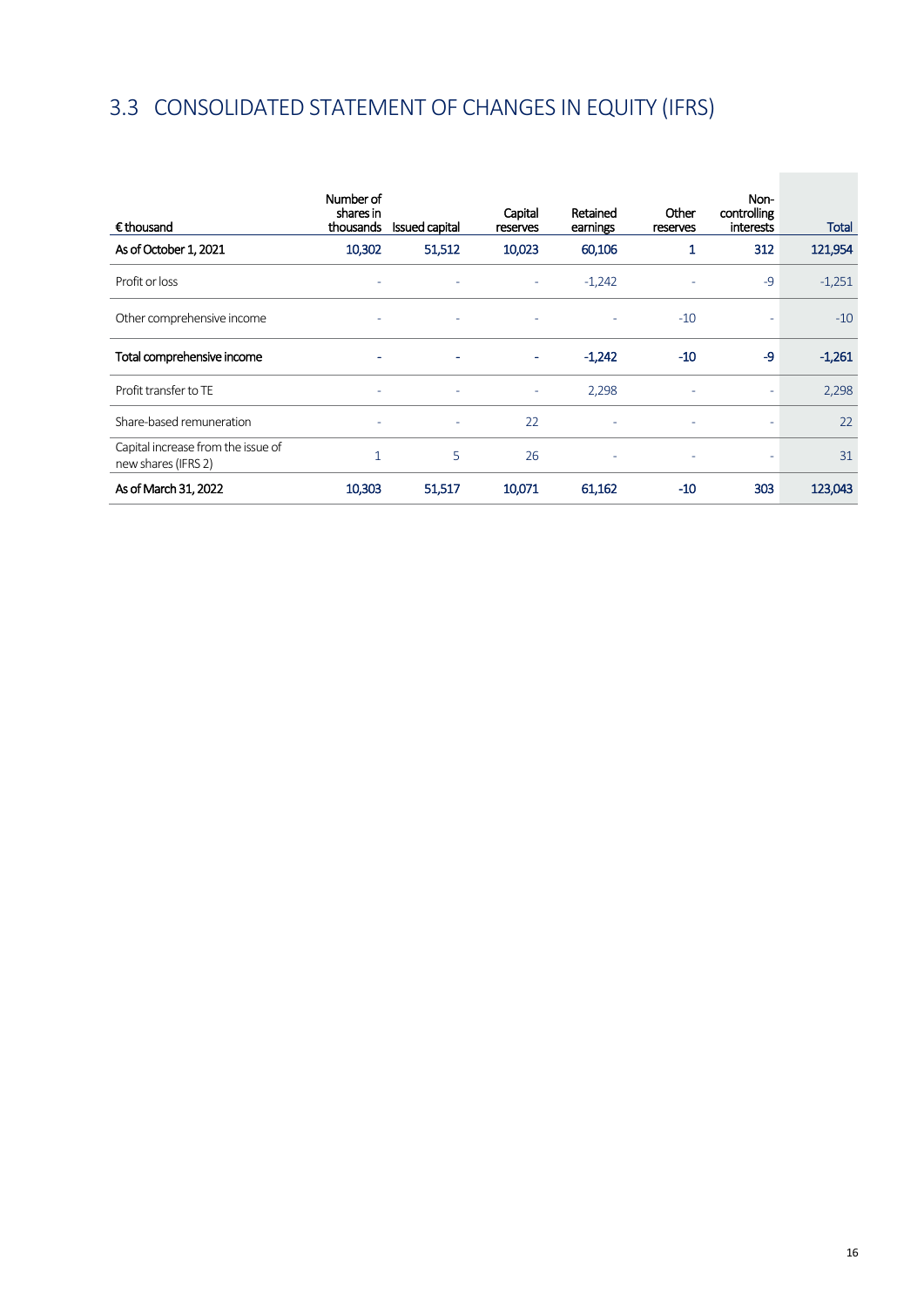# 3.3 CONSOLIDATED STATEMENT OF CHANGES IN EQUITY (IFRS)

| € thousand | Number of shares in thousands | Issued capital | Capital reserves | Retained earnings | Other reserves | Non-controlling interests | Total |
|---|---|---|---|---|---|---|---|
| As of October 1, 2021 | 10,302 | 51,512 | 10,023 | 60,106 | 1 | 312 | 121,954 |
| Profit or loss | - | - | - | -1,242 | - | -9 | -1,251 |
| Other comprehensive income | - | - | - | - | -10 | - | -10 |
| Total comprehensive income | - | - | - | -1,242 | -10 | -9 | -1,261 |
| Profit transfer to TE | - | - | - | 2,298 | - | - | 2,298 |
| Share-based remuneration | - | - | 22 | - | - | - | 22 |
| Capital increase from the issue of new shares (IFRS 2) | 1 | 5 | 26 | - | - | - | 31 |
| As of March 31, 2022 | 10,303 | 51,517 | 10,071 | 61,162 | -10 | 303 | 123,043 |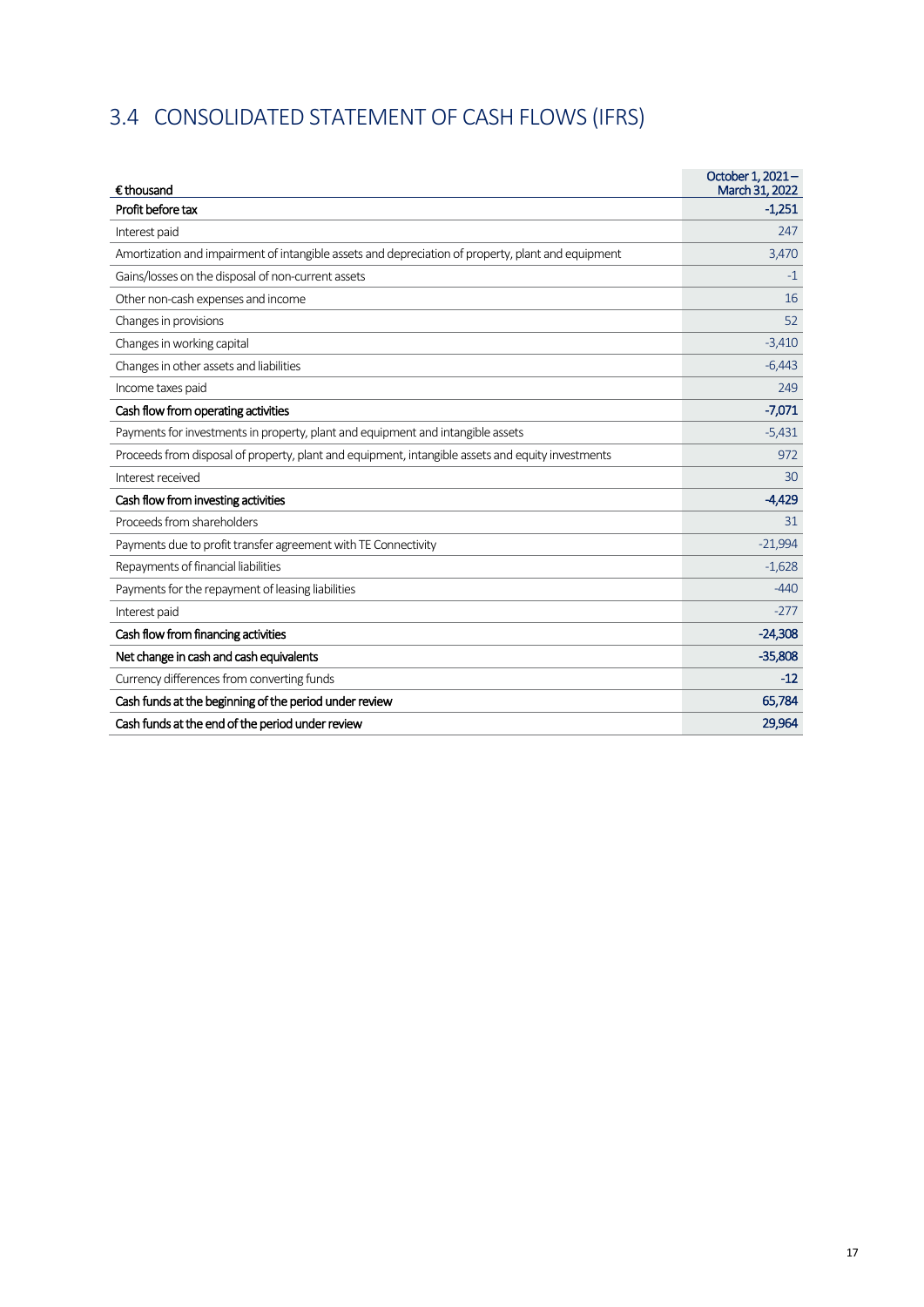## 3.4 CONSOLIDATED STATEMENT OF CASH FLOWS (IFRS)

| € thousand | October 1, 2021 – March 31, 2022 |
|---|---|
| **Profit before tax** | **-1,251** |
| Interest paid | 247 |
| Amortization and impairment of intangible assets and depreciation of property, plant and equipment | 3,470 |
| Gains/losses on the disposal of non-current assets | -1 |
| Other non-cash expenses and income | 16 |
| Changes in provisions | 52 |
| Changes in working capital | -3,410 |
| Changes in other assets and liabilities | -6,443 |
| Income taxes paid | 249 |
| **Cash flow from operating activities** | **-7,071** |
| Payments for investments in property, plant and equipment and intangible assets | -5,431 |
| Proceeds from disposal of property, plant and equipment, intangible assets and equity investments | 972 |
| Interest received | 30 |
| **Cash flow from investing activities** | **-4,429** |
| Proceeds from shareholders | 31 |
| Payments due to profit transfer agreement with TE Connectivity | -21,994 |
| Repayments of financial liabilities | -1,628 |
| Payments for the repayment of leasing liabilities | -440 |
| Interest paid | -277 |
| **Cash flow from financing activities** | **-24,308** |
| **Net change in cash and cash equivalents** | **-35,808** |
| Currency differences from converting funds | -12 |
| **Cash funds at the beginning of the period under review** | **65,784** |
| **Cash funds at the end of the period under review** | **29,964** |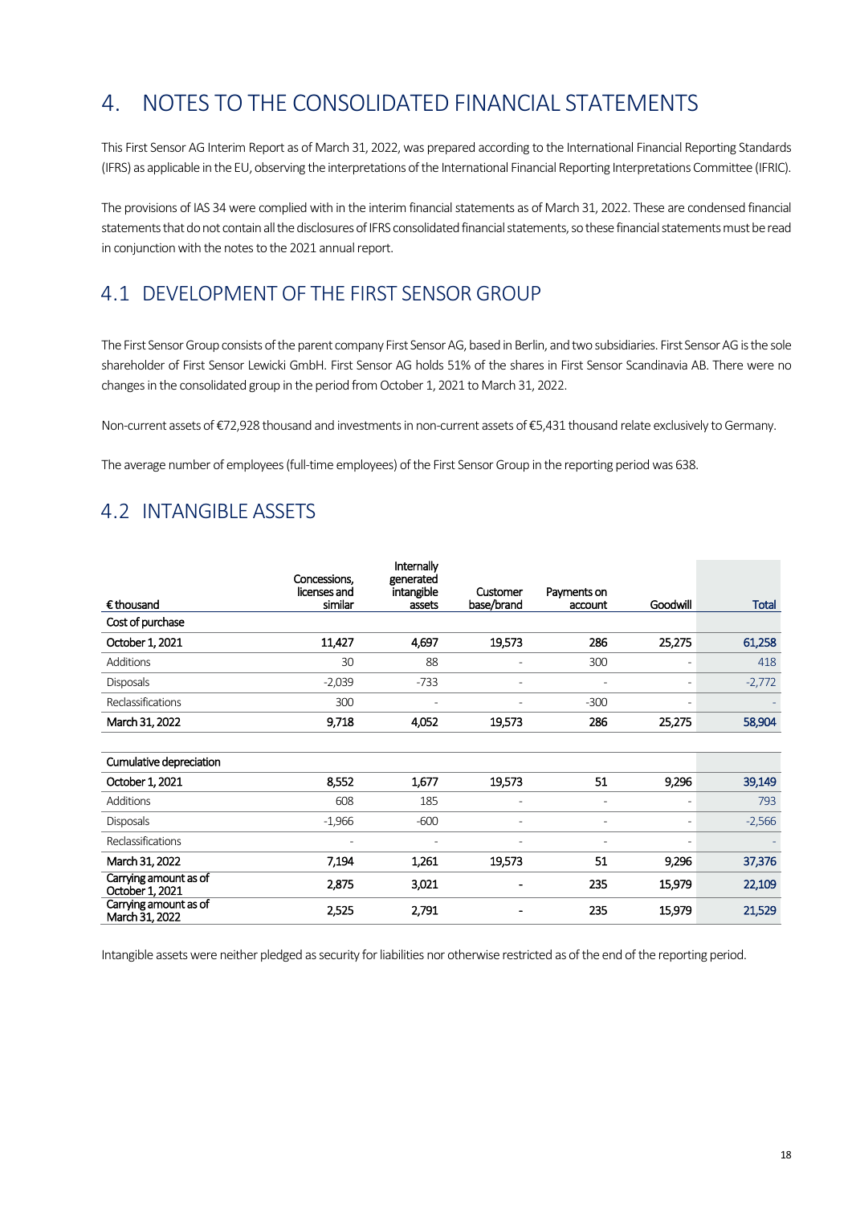# 4. NOTES TO THE CONSOLIDATED FINANCIAL STATEMENTS

This First Sensor AG Interim Report as of March 31, 2022, was prepared according to the International Financial Reporting Standards (IFRS) as applicable in the EU, observing the interpretations of the International Financial Reporting Interpretations Committee (IFRIC).

The provisions of IAS 34 were complied with in the interim financial statements as of March 31, 2022. These are condensed financial statements that do not contain all the disclosures of IFRS consolidated financial statements, so these financial statements must be read in conjunction with the notes to the 2021 annual report.

## 4.1 DEVELOPMENT OF THE FIRST SENSOR GROUP

The First Sensor Group consists of the parent company First Sensor AG, based in Berlin, and two subsidiaries. First Sensor AG is the sole shareholder of First Sensor Lewicki GmbH. First Sensor AG holds 51% of the shares in First Sensor Scandinavia AB. There were no changes in the consolidated group in the period from October 1, 2021 to March 31, 2022.

Non-current assets of €72,928 thousand and investments in non-current assets of €5,431 thousand relate exclusively to Germany.

The average number of employees (full-time employees) of the First Sensor Group in the reporting period was 638.

## 4.2 INTANGIBLE ASSETS

| € thousand | Concessions, licenses and similar | Internally generated intangible assets | Customer base/brand | Payments on account | Goodwill | Total |
|---|---|---|---|---|---|---|
| **Cost of purchase** | | | | | | |
| **October 1, 2021** | 11,427 | 4,697 | 19,573 | 286 | 25,275 | 61,258 |
| Additions | 30 | 88 | - | 300 | - | 418 |
| Disposals | -2,039 | -733 | - | - | - | -2,772 |
| Reclassifications | 300 | - | - | -300 | - | - |
| **March 31, 2022** | 9,718 | 4,052 | 19,573 | 286 | 25,275 | 58,904 |
| | | | | | | |
| **Cumulative depreciation** | | | | | | |
| **October 1, 2021** | 8,552 | 1,677 | 19,573 | 51 | 9,296 | 39,149 |
| Additions | 608 | 185 | - | - | - | 793 |
| Disposals | -1,966 | -600 | - | - | - | -2,566 |
| Reclassifications | - | - | - | - | - | - |
| **March 31, 2022** | 7,194 | 1,261 | 19,573 | 51 | 9,296 | 37,376 |
| **Carrying amount as of October 1, 2021** | 2,875 | 3,021 | - | 235 | 15,979 | 22,109 |
| **Carrying amount as of March 31, 2022** | 2,525 | 2,791 | - | 235 | 15,979 | 21,529 |

Intangible assets were neither pledged as security for liabilities nor otherwise restricted as of the end of the reporting period.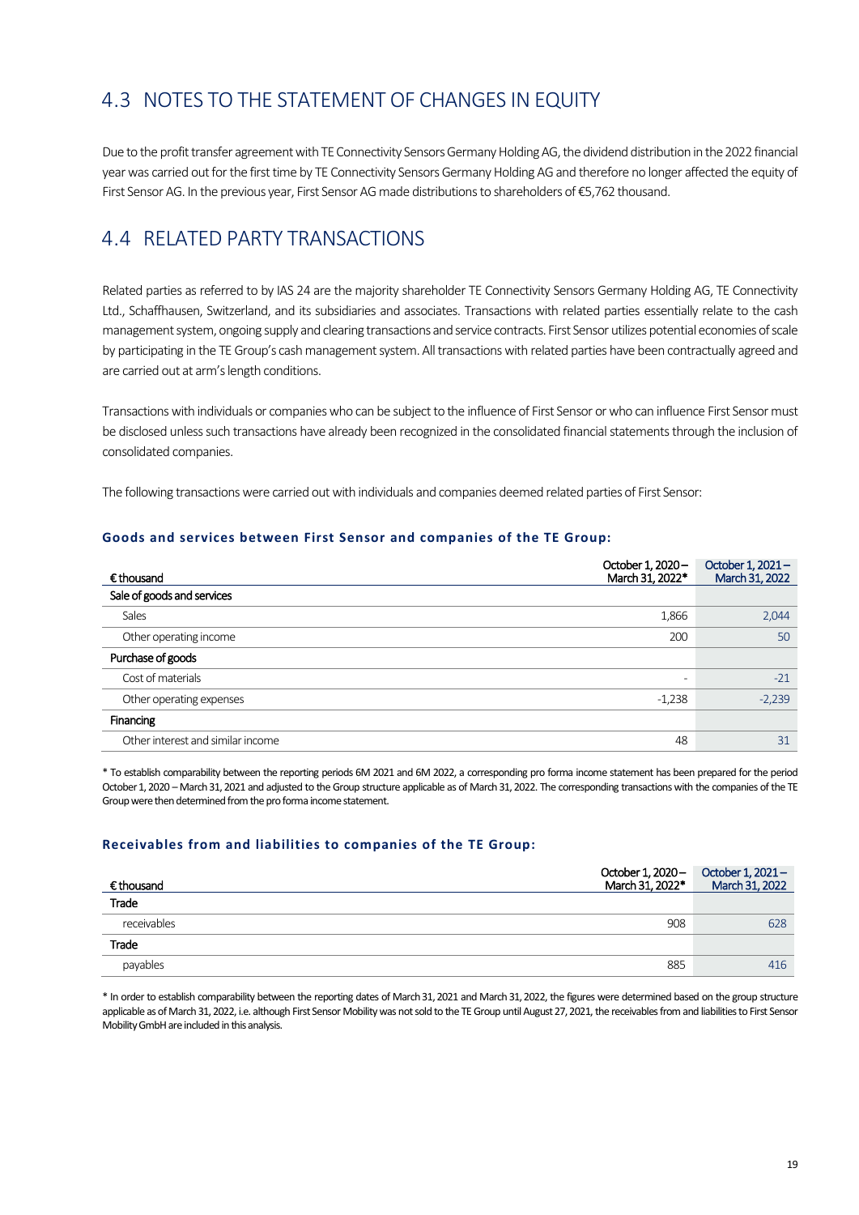## 4.3 NOTES TO THE STATEMENT OF CHANGES IN EQUITY

Due to the profit transfer agreement with TE Connectivity Sensors Germany Holding AG, the dividend distribution in the 2022 financial year was carried out for the first time by TE Connectivity Sensors Germany Holding AG and therefore no longer affected the equity of First Sensor AG. In the previous year, First Sensor AG made distributions to shareholders of €5,762 thousand.

## 4.4 RELATED PARTY TRANSACTIONS

Related parties as referred to by IAS 24 are the majority shareholder TE Connectivity Sensors Germany Holding AG, TE Connectivity Ltd., Schaffhausen, Switzerland, and its subsidiaries and associates. Transactions with related parties essentially relate to the cash management system, ongoing supply and clearing transactions and service contracts. First Sensor utilizes potential economies of scale by participating in the TE Group's cash management system. All transactions with related parties have been contractually agreed and are carried out at arm's length conditions.

Transactions with individuals or companies who can be subject to the influence of First Sensor or who can influence First Sensor must be disclosed unless such transactions have already been recognized in the consolidated financial statements through the inclusion of consolidated companies.

The following transactions were carried out with individuals and companies deemed related parties of First Sensor:

**Goods and services between First Sensor and companies of the TE Group:**

| € thousand | October 1, 2020 – March 31, 2022* | October 1, 2021 – March 31, 2022 |
|---|---|---|
| Sale of goods and services | | |
| Sales | 1,866 | 2,044 |
| Other operating income | 200 | 50 |
| Purchase of goods | | |
| Cost of materials | - | -21 |
| Other operating expenses | -1,238 | -2,239 |
| Financing | | |
| Other interest and similar income | 48 | 31 |

* To establish comparability between the reporting periods 6M 2021 and 6M 2022, a corresponding pro forma income statement has been prepared for the period October 1, 2020 – March 31, 2021 and adjusted to the Group structure applicable as of March 31, 2022. The corresponding transactions with the companies of the TE Group were then determined from the pro forma income statement.

**Receivables from and liabilities to companies of the TE Group:**

| € thousand | October 1, 2020 – March 31, 2022* | October 1, 2021 – March 31, 2022 |
|---|---|---|
| Trade | | |
| receivables | 908 | 628 |
| Trade | | |
| payables | 885 | 416 |

* In order to establish comparability between the reporting dates of March 31, 2021 and March 31, 2022, the figures were determined based on the group structure applicable as of March 31, 2022, i.e. although First Sensor Mobility was not sold to the TE Group until August 27, 2021, the receivables from and liabilities to First Sensor Mobility GmbH are included in this analysis.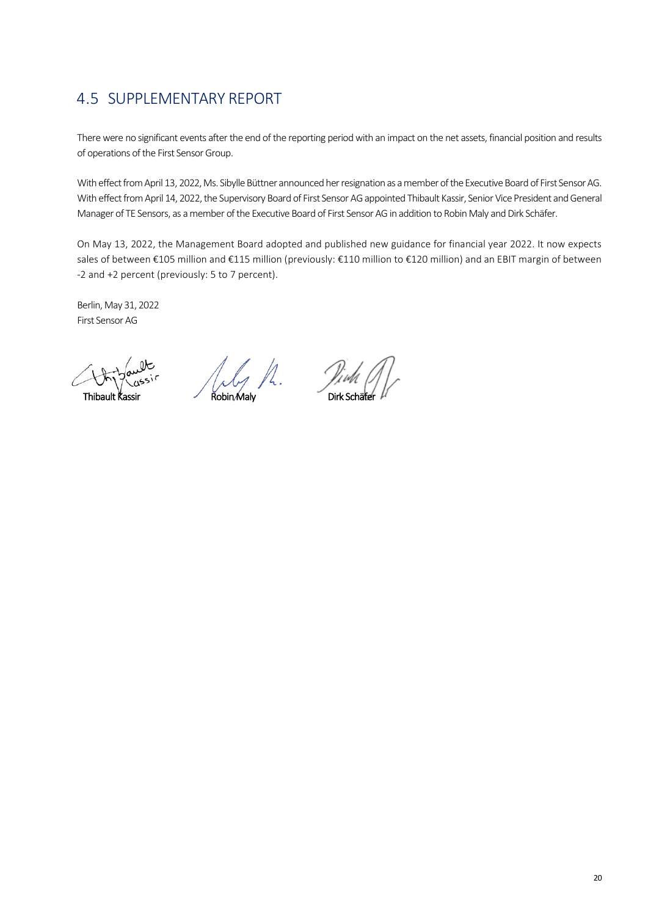## 4.5 SUPPLEMENTARY REPORT

There were no significant events after the end of the reporting period with an impact on the net assets, financial position and results of operations of the First Sensor Group.

With effect from April 13, 2022, Ms. Sibylle Büttner announced her resignation as a member of the Executive Board of First Sensor AG. With effect from April 14, 2022, the Supervisory Board of First Sensor AG appointed Thibault Kassir, Senior Vice President and General Manager of TE Sensors, as a member of the Executive Board of First Sensor AG in addition to Robin Maly and Dirk Schäfer.

On May 13, 2022, the Management Board adopted and published new guidance for financial year 2022. It now expects sales of between €105 million and €115 million (previously: €110 million to €120 million) and an EBIT margin of between -2 and +2 percent (previously: 5 to 7 percent).

Berlin, May 31, 2022
First Sensor AG

Thibault Kassir    Robin Maly    Dirk Schäfer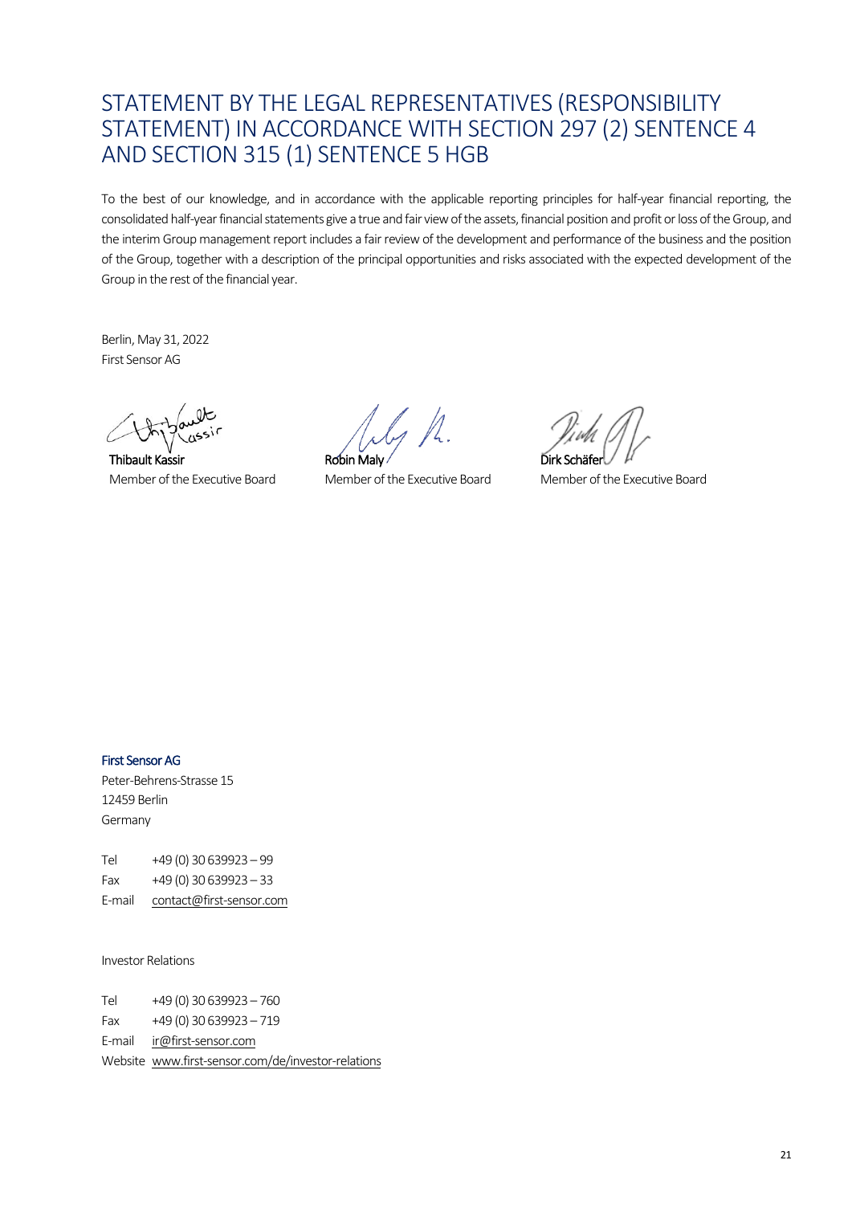# STATEMENT BY THE LEGAL REPRESENTATIVES (RESPONSIBILITY STATEMENT) IN ACCORDANCE WITH SECTION 297 (2) SENTENCE 4 AND SECTION 315 (1) SENTENCE 5 HGB

To the best of our knowledge, and in accordance with the applicable reporting principles for half-year financial reporting, the consolidated half-year financial statements give a true and fair view of the assets, financial position and profit or loss of the Group, and the interim Group management report includes a fair review of the development and performance of the business and the position of the Group, together with a description of the principal opportunities and risks associated with the expected development of the Group in the rest of the financial year.

Berlin, May 31, 2022
First Sensor AG

| | | |
|---|---|---|
| **Thibault Kassir** | **Robin Maly** | **Dirk Schäfer** |
| Member of the Executive Board | Member of the Executive Board | Member of the Executive Board |

**First Sensor AG**
Peter-Behrens-Strasse 15
12459 Berlin
Germany

Tel +49 (0) 30 639923 – 99
Fax +49 (0) 30 639923 – 33
E-mail contact@first-sensor.com

Investor Relations

Tel +49 (0) 30 639923 – 760
Fax +49 (0) 30 639923 – 719
E-mail ir@first-sensor.com
Website www.first-sensor.com/de/investor-relations